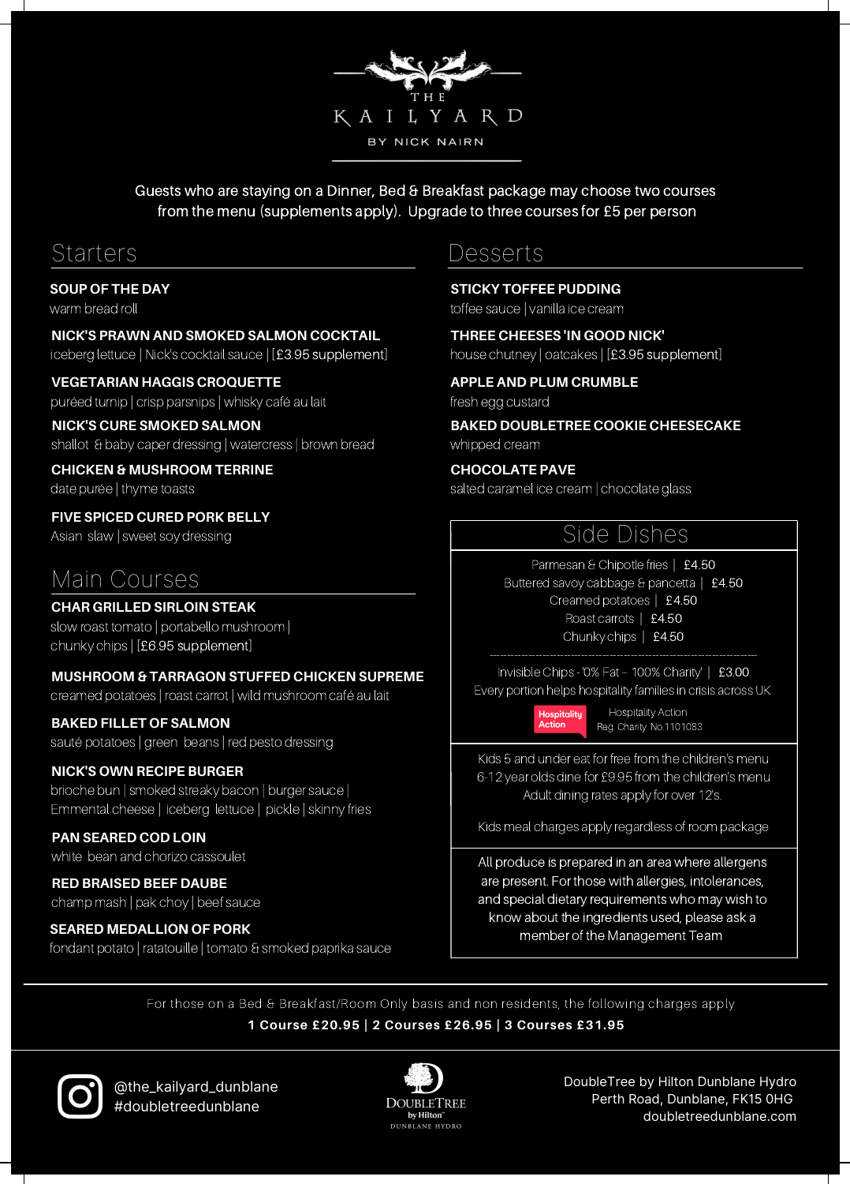# THE KAILYARD

BY NICK NAIRN

Guests who are staying on a Dinner, Bed & Breakfast package may choose two courses from the menu (supplements apply). Upgrade to three courses for £5 per person

## Starters

**SOUP OF THE DAY**
warm bread roll

**NICK'S PRAWN AND SMOKED SALMON COCKTAIL**
iceberg lettuce | Nick's cocktail sauce | [£3.95 supplement]

**VEGETARIAN HAGGIS CROQUETTE**
puréed turnip | crisp parsnips | whisky café au lait

**NICK'S CURE SMOKED SALMON**
shallot & baby caper dressing | watercress | brown bread

**CHICKEN & MUSHROOM TERRINE**
date purée | thyme toasts

**FIVE SPICED CURED PORK BELLY**
Asian slaw | sweet soy dressing

## Main Courses

**CHAR GRILLED SIRLOIN STEAK**
slow roast tomato | portabello mushroom | chunky chips | [£6.95 supplement]

**MUSHROOM & TARRAGON STUFFED CHICKEN SUPREME**
creamed potatoes | roast carrot | wild mushroom café au lait

**BAKED FILLET OF SALMON**
sauté potatoes | green beans | red pesto dressing

**NICK'S OWN RECIPE BURGER**
brioche bun | smoked streaky bacon | burger sauce | Emmental cheese | iceberg lettuce | pickle | skinny fries

**PAN SEARED COD LOIN**
white bean and chorizo cassoulet

**RED BRAISED BEEF DAUBE**
champ mash | pak choy | beef sauce

**SEARED MEDALLION OF PORK**
fondant potato | ratatouille | tomato & smoked paprika sauce

## Desserts

**STICKY TOFFEE PUDDING**
toffee sauce | vanilla ice cream

**THREE CHEESES 'IN GOOD NICK'**
house chutney | oatcakes | [£3.95 supplement]

**APPLE AND PLUM CRUMBLE**
fresh egg custard

**BAKED DOUBLETREE COOKIE CHEESECAKE**
whipped cream

**CHOCOLATE PAVE**
salted caramel ice cream | chocolate glass

## Side Dishes

Parmesan & Chipotle fries | £4.50
Buttered savoy cabbage & pancetta | £4.50
Creamed potatoes | £4.50
Roast carrots | £4.50
Chunky chips | £4.50

Invisible Chips - '0% Fat – 100% Charity' | £3.00
Every portion helps hospitality families in crisis across UK

Hospitality Action
Hospitality Action
Reg. Charity No.1101083

Kids 5 and under eat for free from the children's menu
6-12 year olds dine for £9.95 from the children's menu
Adult dining rates apply for over 12's.

Kids meal charges apply regardless of room package

All produce is prepared in an area where allergens are present. For those with allergies, intolerances, and special dietary requirements who may wish to know about the ingredients used, please ask a member of the Management Team

For those on a Bed & Breakfast/Room Only basis and non residents, the following charges apply

**1 Course £20.95 | 2 Courses £26.95 | 3 Courses £31.95**

@the_kailyard_dunblane
#doubletreedunblane

DoubleTree by Hilton
DUNBLANE HYDRO

DoubleTree by Hilton Dunblane Hydro
Perth Road, Dunblane, FK15 0HG
doubletreedunblane.com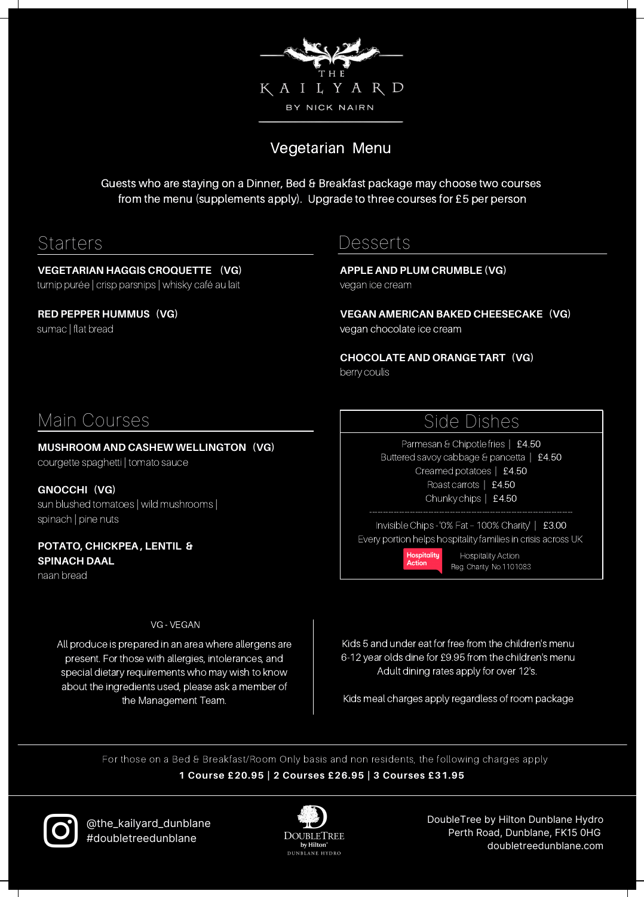THE KAILYARD

BY NICK NAIRN

# Vegetarian Menu

Guests who are staying on a Dinner, Bed & Breakfast package may choose two courses from the menu (supplements apply). Upgrade to three courses for £5 per person

## Starters

**VEGETARIAN HAGGIS CROQUETTE (VG)**
turnip purée | crisp parsnips | whisky café au lait

**RED PEPPER HUMMUS (VG)**
sumac | flat bread

## Desserts

**APPLE AND PLUM CRUMBLE (VG)**
vegan ice cream

**VEGAN AMERICAN BAKED CHEESECAKE (VG)**
vegan chocolate ice cream

**CHOCOLATE AND ORANGE TART (VG)**
berry coulis

## Main Courses

**MUSHROOM AND CASHEW WELLINGTON (VG)**
courgette spaghetti | tomato sauce

**GNOCCHI (VG)**
sun blushed tomatoes | wild mushrooms | spinach | pine nuts

**POTATO, CHICKPEA, LENTIL & SPINACH DAAL**
naan bread

## Side Dishes

Parmesan & Chipotle fries | £4.50
Buttered savoy cabbage & pancetta | £4.50
Creamed potatoes | £4.50
Roast carrots | £4.50
Chunky chips | £4.50

Invisible Chips - '0% Fat – 100% Charity' | £3.00
Every portion helps hospitality families in crisis across UK

Hospitality Action
Hospitality Action
Reg. Charity No.1101083

VG - VEGAN

All produce is prepared in an area where allergens are present. For those with allergies, intolerances, and special dietary requirements who may wish to know about the ingredients used, please ask a member of the Management Team.

Kids 5 and under eat for free from the children's menu
6-12 year olds dine for £9.95 from the children's menu
Adult dining rates apply for over 12's.

Kids meal charges apply regardless of room package

For those on a Bed & Breakfast/Room Only basis and non residents, the following charges apply

**1 Course £20.95 | 2 Courses £26.95 | 3 Courses £31.95**

@the_kailyard_dunblane
#doubletreedunblane

DoubleTree by Hilton
DUNBLANE HYDRO

DoubleTree by Hilton Dunblane Hydro
Perth Road, Dunblane, FK15 0HG
doubletreedunblane.com